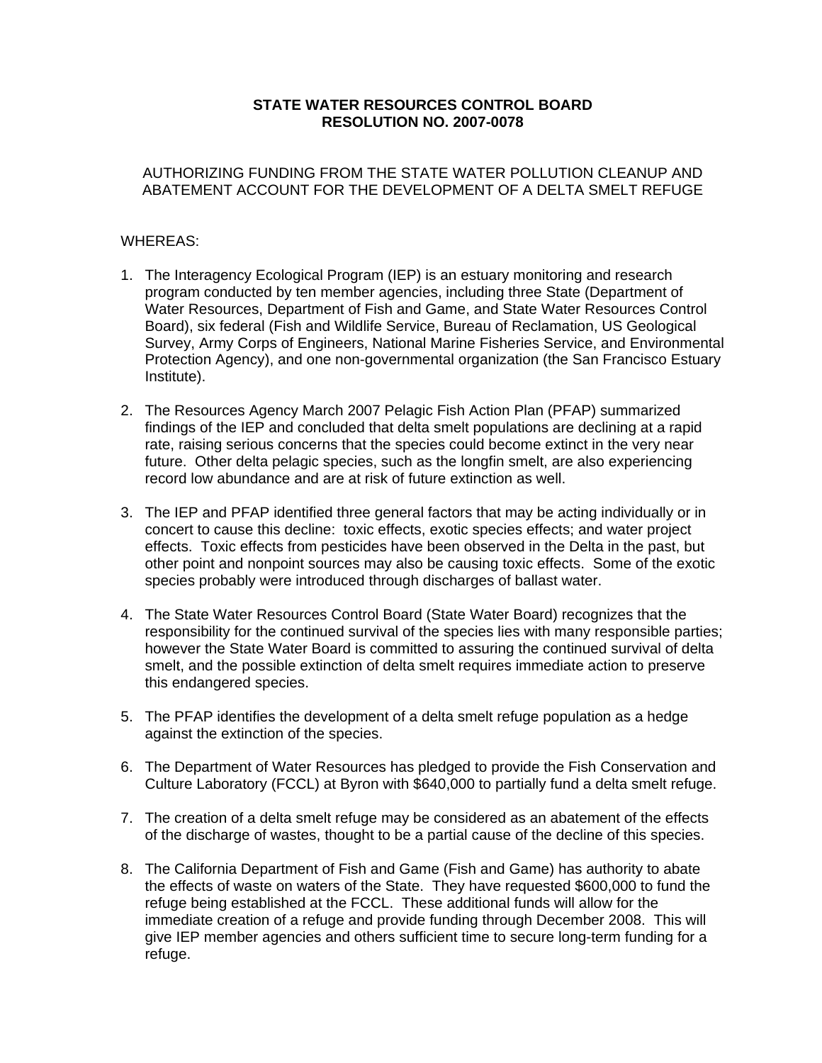**STATE WATER RESOURCES CONTROL BOARD**
**RESOLUTION NO. 2007-0078**

AUTHORIZING FUNDING FROM THE STATE WATER POLLUTION CLEANUP AND ABATEMENT ACCOUNT FOR THE DEVELOPMENT OF A DELTA SMELT REFUGE

WHEREAS:

1. The Interagency Ecological Program (IEP) is an estuary monitoring and research program conducted by ten member agencies, including three State (Department of Water Resources, Department of Fish and Game, and State Water Resources Control Board), six federal (Fish and Wildlife Service, Bureau of Reclamation, US Geological Survey, Army Corps of Engineers, National Marine Fisheries Service, and Environmental Protection Agency), and one non-governmental organization (the San Francisco Estuary Institute).

2. The Resources Agency March 2007 Pelagic Fish Action Plan (PFAP) summarized findings of the IEP and concluded that delta smelt populations are declining at a rapid rate, raising serious concerns that the species could become extinct in the very near future. Other delta pelagic species, such as the longfin smelt, are also experiencing record low abundance and are at risk of future extinction as well.

3. The IEP and PFAP identified three general factors that may be acting individually or in concert to cause this decline: toxic effects, exotic species effects; and water project effects. Toxic effects from pesticides have been observed in the Delta in the past, but other point and nonpoint sources may also be causing toxic effects. Some of the exotic species probably were introduced through discharges of ballast water.

4. The State Water Resources Control Board (State Water Board) recognizes that the responsibility for the continued survival of the species lies with many responsible parties; however the State Water Board is committed to assuring the continued survival of delta smelt, and the possible extinction of delta smelt requires immediate action to preserve this endangered species.

5. The PFAP identifies the development of a delta smelt refuge population as a hedge against the extinction of the species.

6. The Department of Water Resources has pledged to provide the Fish Conservation and Culture Laboratory (FCCL) at Byron with $640,000 to partially fund a delta smelt refuge.

7. The creation of a delta smelt refuge may be considered as an abatement of the effects of the discharge of wastes, thought to be a partial cause of the decline of this species.

8. The California Department of Fish and Game (Fish and Game) has authority to abate the effects of waste on waters of the State. They have requested $600,000 to fund the refuge being established at the FCCL. These additional funds will allow for the immediate creation of a refuge and provide funding through December 2008. This will give IEP member agencies and others sufficient time to secure long-term funding for a refuge.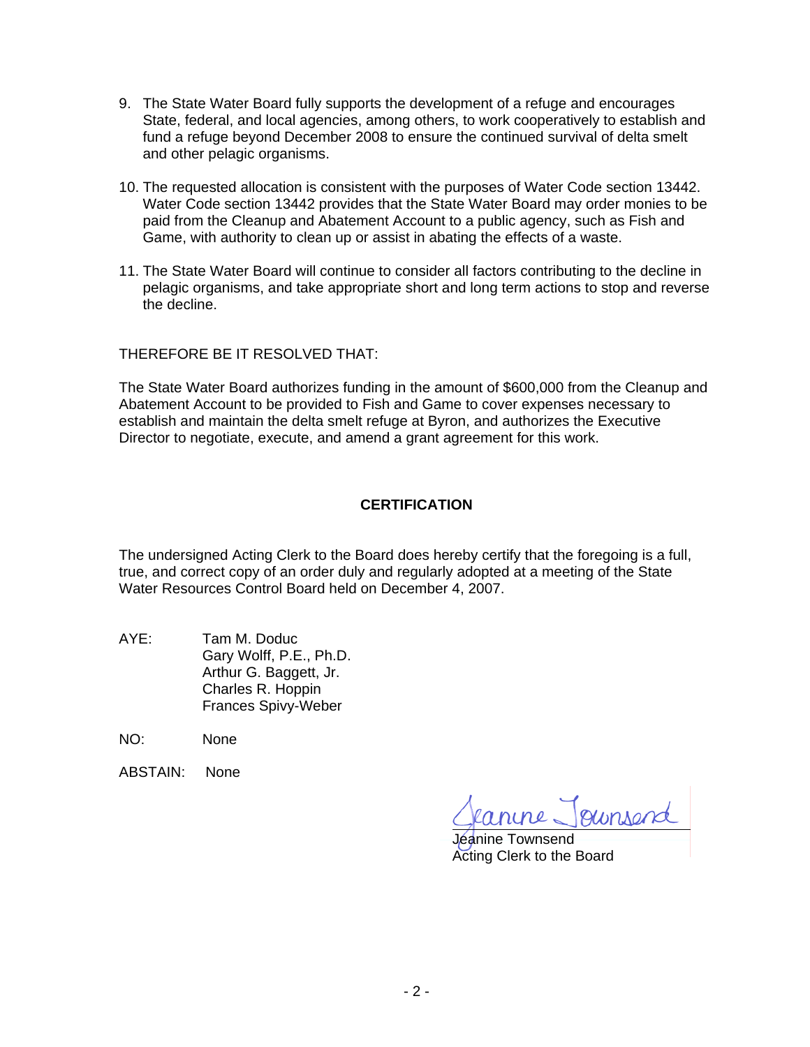9. The State Water Board fully supports the development of a refuge and encourages State, federal, and local agencies, among others, to work cooperatively to establish and fund a refuge beyond December 2008 to ensure the continued survival of delta smelt and other pelagic organisms.

10. The requested allocation is consistent with the purposes of Water Code section 13442. Water Code section 13442 provides that the State Water Board may order monies to be paid from the Cleanup and Abatement Account to a public agency, such as Fish and Game, with authority to clean up or assist in abating the effects of a waste.

11. The State Water Board will continue to consider all factors contributing to the decline in pelagic organisms, and take appropriate short and long term actions to stop and reverse the decline.

THEREFORE BE IT RESOLVED THAT:

The State Water Board authorizes funding in the amount of $600,000 from the Cleanup and Abatement Account to be provided to Fish and Game to cover expenses necessary to establish and maintain the delta smelt refuge at Byron, and authorizes the Executive Director to negotiate, execute, and amend a grant agreement for this work.

**CERTIFICATION**

The undersigned Acting Clerk to the Board does hereby certify that the foregoing is a full, true, and correct copy of an order duly and regularly adopted at a meeting of the State Water Resources Control Board held on December 4, 2007.

AYE: Tam M. Doduc
Gary Wolff, P.E., Ph.D.
Arthur G. Baggett, Jr.
Charles R. Hoppin
Frances Spivy-Weber

NO: None

ABSTAIN: None

Jeanine Townsend
Acting Clerk to the Board